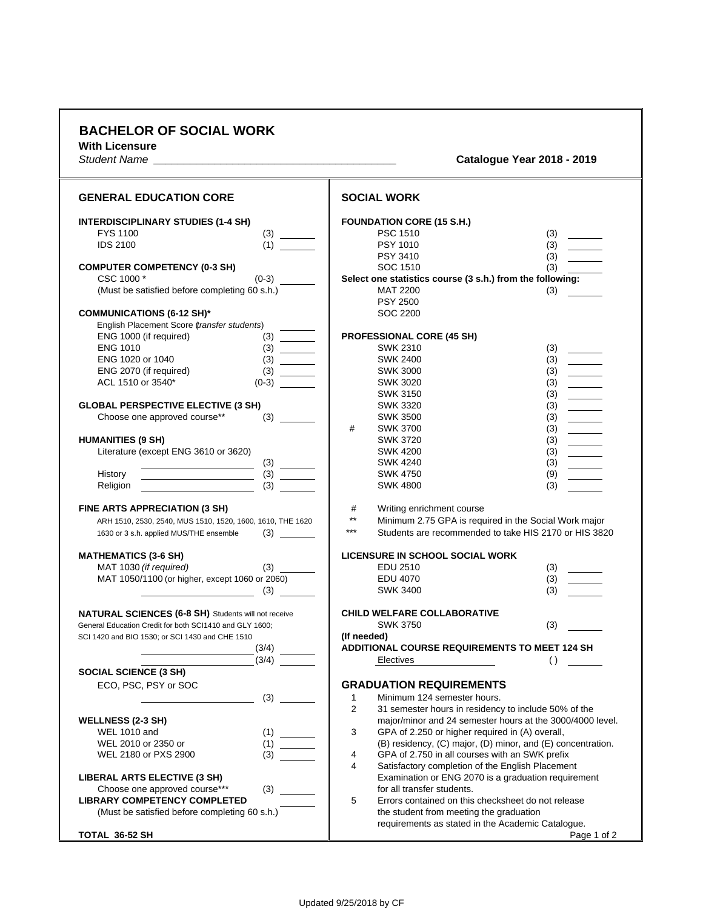# BACHELOR OF SOCIAL WORK

**With Licensure**

*Student Name* ________________________________________ **Catalogue Year 2018 - 2019**

## GENERAL EDUCATION CORE

**INTERDISCIPLINARY STUDIES (1-4 SH)**

| | | |
|---|---|---|
| FYS 1100 | (3) | ______ |
| IDS 2100 | (1) | ______ |

**COMPUTER COMPETENCY (0-3 SH)**

| | | |
|---|---|---|
| CSC 1000 * | (0-3) | ______ |
| (Must be satisfied before completing 60 s.h.) | | |

**COMMUNICATIONS (6-12 SH)***

| | | |
|---|---|---|
| English Placement Score (*transfer students*) | | ______ |
| ENG 1000 (if required) | (3) | ______ |
| ENG 1010 | (3) | ______ |
| ENG 1020 or 1040 | (3) | ______ |
| ENG 2070 (if required) | (3) | ______ |
| ACL 1510 or 3540* | (0-3) | ______ |

**GLOBAL PERSPECTIVE ELECTIVE (3 SH)**

| | | |
|---|---|---|
| Choose one approved course** | (3) | ______ |

**HUMANITIES (9 SH)**

| | | |
|---|---|---|
| Literature (except ENG 3610 or 3620) ______________ | (3) | ______ |
| History ______________ | (3) | ______ |
| Religion ______________ | (3) | ______ |

**FINE ARTS APPRECIATION (3 SH)**

| | | |
|---|---|---|
| ARH 1510, 2530, 2540, MUS 1510, 1520, 1600, 1610, THE 1620 1630 or 3 s.h. applied MUS/THE ensemble | (3) | ______ |

**MATHEMATICS (3-6 SH)**

| | | |
|---|---|---|
| MAT 1030 *(if required)* | (3) | ______ |
| MAT 1050/1100 (or higher, except 1060 or 2060) ______________ | (3) | ______ |

**NATURAL SCIENCES (6-8 SH)** Students will not receive General Education Credit for both SCI1410 and GLY 1600; SCI 1420 and BIO 1530; or SCI 1430 and CHE 1510

| | | |
|---|---|---|
| ______________ | (3/4) | ______ |
| ______________ | (3/4) | ______ |

**SOCIAL SCIENCE (3 SH)**

| | | |
|---|---|---|
| ECO, PSC, PSY or SOC ______________ | (3) | ______ |

**WELLNESS (2-3 SH)**

| | | |
|---|---|---|
| WEL 1010 and | (1) | ______ |
| WEL 2010 or 2350 or | (1) | ______ |
| WEL 2180 or PXS 2900 | (3) | ______ |

**LIBERAL ARTS ELECTIVE (3 SH)**

| | | |
|---|---|---|
| Choose one approved course*** | (3) | ______ |

**LIBRARY COMPETENCY COMPLETED** ______

(Must be satisfied before completing 60 s.h.)

**TOTAL 36-52 SH**

## SOCIAL WORK

**FOUNDATION CORE (15 S.H.)**

| | | |
|---|---|---|
| PSC 1510 | (3) | ______ |
| PSY 1010 | (3) | ______ |
| PSY 3410 | (3) | ______ |
| SOC 1510 | (3) | ______ |

**Select one statistics course (3 s.h.) from the following:**

| | | |
|---|---|---|
| MAT 2200 | (3) | ______ |
| PSY 2500 | | |
| SOC 2200 | | |

**PROFESSIONAL CORE (45 SH)**

| | | | |
|---|---|---|---|
| | SWK 2310 | (3) | ______ |
| | SWK 2400 | (3) | ______ |
| | SWK 3000 | (3) | ______ |
| | SWK 3020 | (3) | ______ |
| | SWK 3150 | (3) | ______ |
| | SWK 3320 | (3) | ______ |
| | SWK 3500 | (3) | ______ |
| # | SWK 3700 | (3) | ______ |
| | SWK 3720 | (3) | ______ |
| | SWK 4200 | (3) | ______ |
| | SWK 4240 | (3) | ______ |
| | SWK 4750 | (9) | ______ |
| | SWK 4800 | (3) | ______ |

\# Writing enrichment course

** Minimum 2.75 GPA is required in the Social Work major

*** Students are recommended to take HIS 2170 or HIS 3820

**LICENSURE IN SCHOOL SOCIAL WORK**

| | | |
|---|---|---|
| EDU 2510 | (3) | ______ |
| EDU 4070 | (3) | ______ |
| SWK 3400 | (3) | ______ |

**CHILD WELFARE COLLABORATIVE**

| | | |
|---|---|---|
| SWK 3750 | (3) | ______ |

**(If needed)**

**ADDITIONAL COURSE REQUIREMENTS TO MEET 124 SH**

| | | |
|---|---|---|
| Electives ______________ | ( ) | ______ |

## GRADUATION REQUIREMENTS

1. Minimum 124 semester hours.
2. 31 semester hours in residency to include 50% of the major/minor and 24 semester hours at the 3000/4000 level.
3. GPA of 2.250 or higher required in (A) overall, (B) residency, (C) major, (D) minor, and (E) concentration.
4. GPA of 2.750 in all courses with an SWK prefix
4. Satisfactory completion of the English Placement Examination or ENG 2070 is a graduation requirement for all transfer students.
5. Errors contained on this checksheet do not release the student from meeting the graduation requirements as stated in the Academic Catalogue.

Updated 9/25/2018 by CF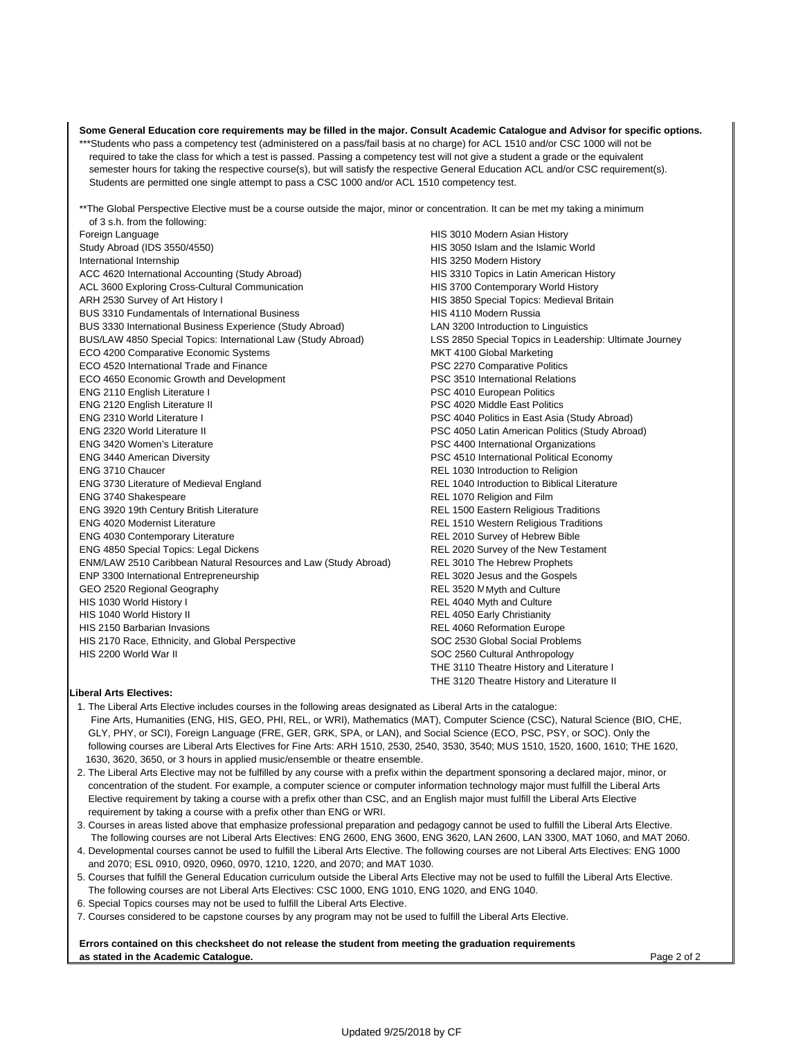**Some General Education core requirements may be filled in the major. Consult Academic Catalogue and Advisor for specific options.**

***Students who pass a competency test (administered on a pass/fail basis at no charge) for ACL 1510 and/or CSC 1000 will not be required to take the class for which a test is passed. Passing a competency test will not give a student a grade or the equivalent semester hours for taking the respective course(s), but will satisfy the respective General Education ACL and/or CSC requirement(s). Students are permitted one single attempt to pass a CSC 1000 and/or ACL 1510 competency test.

**The Global Perspective Elective must be a course outside the major, minor or concentration. It can be met my taking a minimum of 3 s.h. from the following:

Foreign Language
Study Abroad (IDS 3550/4550)
International Internship
ACC 4620 International Accounting (Study Abroad)
ACL 3600 Exploring Cross-Cultural Communication
ARH 2530 Survey of Art History I
BUS 3310 Fundamentals of International Business
BUS 3330 International Business Experience (Study Abroad)
BUS/LAW 4850 Special Topics: International Law (Study Abroad)
ECO 4200 Comparative Economic Systems
ECO 4520 International Trade and Finance
ECO 4650 Economic Growth and Development
ENG 2110 English Literature I
ENG 2120 English Literature II
ENG 2310 World Literature I
ENG 2320 World Literature II
ENG 3420 Women's Literature
ENG 3440 American Diversity
ENG 3710 Chaucer
ENG 3730 Literature of Medieval England
ENG 3740 Shakespeare
ENG 3920 19th Century British Literature
ENG 4020 Modernist Literature
ENG 4030 Contemporary Literature
ENG 4850 Special Topics: Legal Dickens
ENM/LAW 2510 Caribbean Natural Resources and Law (Study Abroad)
ENP 3300 International Entrepreneurship
GEO 2520 Regional Geography
HIS 1030 World History I
HIS 1040 World History II
HIS 2150 Barbarian Invasions
HIS 2170 Race, Ethnicity, and Global Perspective
HIS 2200 World War II
HIS 3010 Modern Asian History
HIS 3050 Islam and the Islamic World
HIS 3250 Modern History
HIS 3310 Topics in Latin American History
HIS 3700 Contemporary World History
HIS 3850 Special Topics: Medieval Britain
HIS 4110 Modern Russia
LAN 3200 Introduction to Linguistics
LSS 2850 Special Topics in Leadership: Ultimate Journey
MKT 4100 Global Marketing
PSC 2270 Comparative Politics
PSC 3510 International Relations
PSC 4010 European Politics
PSC 4020 Middle East Politics
PSC 4040 Politics in East Asia (Study Abroad)
PSC 4050 Latin American Politics (Study Abroad)
PSC 4400 International Organizations
PSC 4510 International Political Economy
REL 1030 Introduction to Religion
REL 1040 Introduction to Biblical Literature
REL 1070 Religion and Film
REL 1500 Eastern Religious Traditions
REL 1510 Western Religious Traditions
REL 2010 Survey of Hebrew Bible
REL 2020 Survey of the New Testament
REL 3010 The Hebrew Prophets
REL 3020 Jesus and the Gospels
REL 3520 M Myth and Culture
REL 4040 Myth and Culture
REL 4050 Early Christianity
REL 4060 Reformation Europe
SOC 2530 Global Social Problems
SOC 2560 Cultural Anthropology
THE 3110 Theatre History and Literature I
THE 3120 Theatre History and Literature II

**Liberal Arts Electives:**

1. The Liberal Arts Elective includes courses in the following areas designated as Liberal Arts in the catalogue: Fine Arts, Humanities (ENG, HIS, GEO, PHI, REL, or WRI), Mathematics (MAT), Computer Science (CSC), Natural Science (BIO, CHE, GLY, PHY, or SCI), Foreign Language (FRE, GER, GRK, SPA, or LAN), and Social Science (ECO, PSC, PSY, or SOC). Only the following courses are Liberal Arts Electives for Fine Arts: ARH 1510, 2530, 2540, 3530, 3540; MUS 1510, 1520, 1600, 1610; THE 1620, 1630, 3620, 3650, or 3 hours in applied music/ensemble or theatre ensemble.
2. The Liberal Arts Elective may not be fulfilled by any course with a prefix within the department sponsoring a declared major, minor, or concentration of the student. For example, a computer science or computer information technology major must fulfill the Liberal Arts Elective requirement by taking a course with a prefix other than CSC, and an English major must fulfill the Liberal Arts Elective requirement by taking a course with a prefix other than ENG or WRI.
3. Courses in areas listed above that emphasize professional preparation and pedagogy cannot be used to fulfill the Liberal Arts Elective. The following courses are not Liberal Arts Electives: ENG 2600, ENG 3600, ENG 3620, LAN 2600, LAN 3300, MAT 1060, and MAT 2060.
4. Developmental courses cannot be used to fulfill the Liberal Arts Elective. The following courses are not Liberal Arts Electives: ENG 1000 and 2070; ESL 0910, 0920, 0960, 0970, 1210, 1220, and 2070; and MAT 1030.
5. Courses that fulfill the General Education curriculum outside the Liberal Arts Elective may not be used to fulfill the Liberal Arts Elective. The following courses are not Liberal Arts Electives: CSC 1000, ENG 1010, ENG 1020, and ENG 1040.
6. Special Topics courses may not be used to fulfill the Liberal Arts Elective.
7. Courses considered to be capstone courses by any program may not be used to fulfill the Liberal Arts Elective.

**Errors contained on this checksheet do not release the student from meeting the graduation requirements as stated in the Academic Catalogue.**

Updated 9/25/2018 by CF